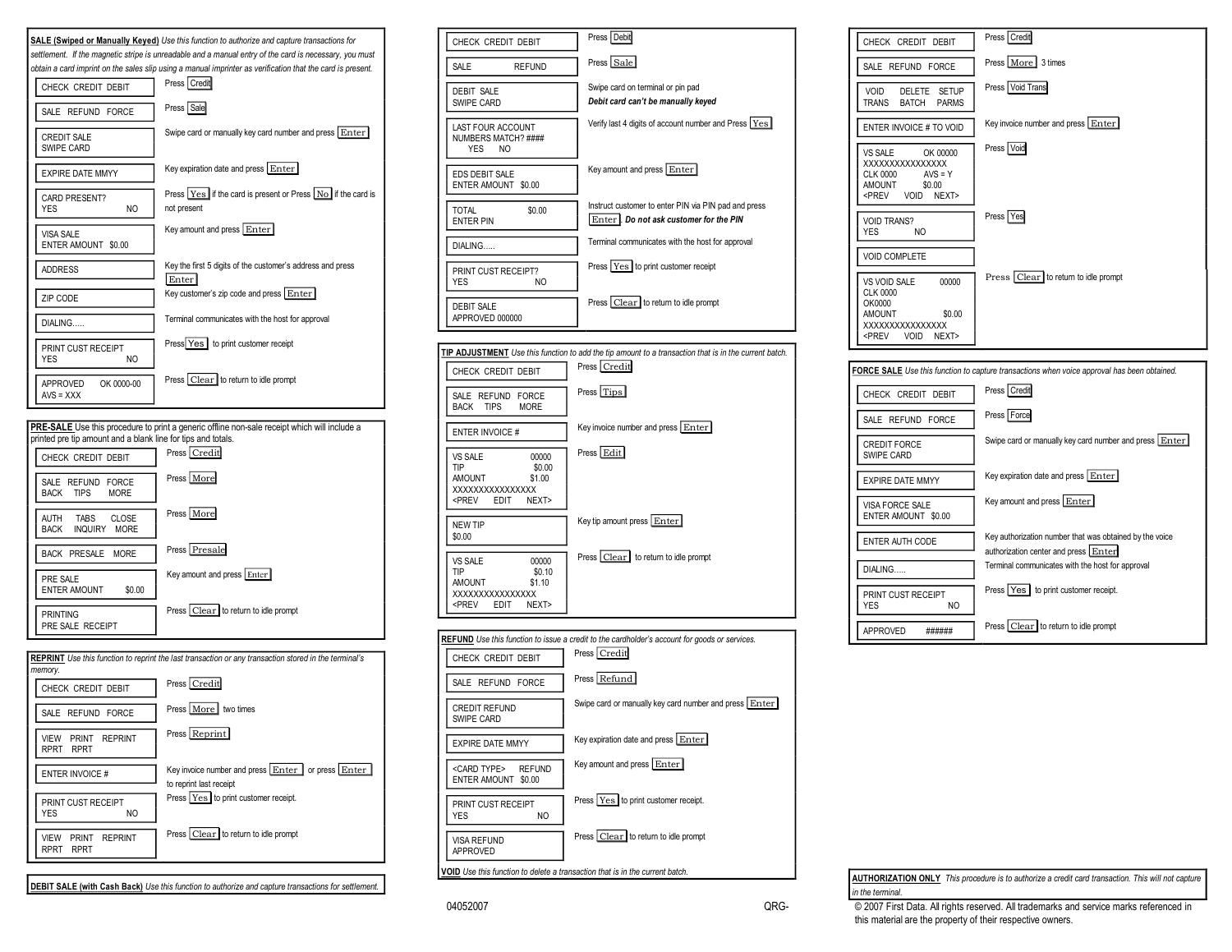## SALE (Swiped or Manually Keyed)

*Use this function to authorize and capture transactions for settlement. If the magnetic stripe is unreadable and a manual entry of the card is necessary, you must obtain a card imprint on the sales slip using a manual imprinter as verification that the card is present.*

| Display | Action |
|---|---|
| CHECK CREDIT DEBIT | Press Credit |
| SALE REFUND FORCE | Press Sale |
| CREDIT SALE<br>SWIPE CARD | Swipe card or manually key card number and press Enter |
| EXPIRE DATE MMYY | Key expiration date and press Enter |
| CARD PRESENT?<br>YES NO | Press Yes if the card is present or Press No if the card is not present |
| VISA SALE<br>ENTER AMOUNT $0.00 | Key amount and press Enter |
| ADDRESS | Key the first 5 digits of the customer's address and press Enter |
| ZIP CODE | Key customer's zip code and press Enter |
| DIALING..... | Terminal communicates with the host for approval |
| PRINT CUST RECEIPT<br>YES NO | Press Yes to print customer receipt |
| APPROVED OK 0000-00<br>AVS = XXX | Press Clear to return to idle prompt |

## PRE-SALE

Use this procedure to print a generic offline non-sale receipt which will include a printed pre tip amount and a blank line for tips and totals.

| Display | Action |
|---|---|
| CHECK CREDIT DEBIT | Press Credit |
| SALE REFUND FORCE<br>BACK TIPS MORE | Press More |
| AUTH TABS CLOSE<br>BACK INQUIRY MORE | Press More |
| BACK PRESALE MORE | Press Presale |
| PRE SALE<br>ENTER AMOUNT $0.00 | Key amount and press Enter |
| PRINTING<br>PRE SALE RECEIPT | Press Clear to return to idle prompt |

## REPRINT

*Use this function to reprint the last transaction or any transaction stored in the terminal's memory.*

| Display | Action |
|---|---|
| CHECK CREDIT DEBIT | Press Credit |
| SALE REFUND FORCE | Press More two times |
| VIEW PRINT REPRINT<br>RPRT RPRT | Press Reprint |
| ENTER INVOICE # | Key invoice number and press Enter or press Enter to reprint last receipt |
| PRINT CUST RECEIPT<br>YES NO | Press Yes to print customer receipt. |
| VIEW PRINT REPRINT<br>RPRT RPRT | Press Clear to return to idle prompt |

## DEBIT SALE (with Cash Back)

*Use this function to authorize and capture transactions for settlement.*

| Display | Action |
|---|---|
| CHECK CREDIT DEBIT | Press Debit |
| SALE REFUND | Press Sale |
| DEBIT SALE<br>SWIPE CARD | Swipe card on terminal or pin pad<br>***Debit card can't be manually keyed*** |
| LAST FOUR ACCOUNT<br>NUMBERS MATCH? ####<br>YES NO | Verify last 4 digits of account number and Press Yes |
| EDS DEBIT SALE<br>ENTER AMOUNT $0.00 | Key amount and press Enter |
| TOTAL $0.00<br>ENTER PIN | Instruct customer to enter PIN via PIN pad and press Enter. ***Do not ask customer for the PIN*** |
| DIALING..... | Terminal communicates with the host for approval |
| PRINT CUST RECEIPT?<br>YES NO | Press Yes to print customer receipt |
| DEBIT SALE<br>APPROVED 000000 | Press Clear to return to idle prompt |

## TIP ADJUSTMENT

*Use this function to add the tip amount to a transaction that is in the current batch.*

| Display | Action |
|---|---|
| CHECK CREDIT DEBIT | Press Credit |
| SALE REFUND FORCE<br>BACK TIPS MORE | Press Tips |
| ENTER INVOICE # | Key invoice number and press Enter |
| VS SALE 00000<br>TIP $0.00<br>AMOUNT $1.00<br>XXXXXXXXXXXXXXXX<br><PREV EDIT NEXT> | Press Edit |
| NEW TIP<br>$0.00 | Key tip amount press Enter |
| VS SALE 00000<br>TIP $0.10<br>AMOUNT $1.10<br>XXXXXXXXXXXXXXXX<br><PREV EDIT NEXT> | Press Clear to return to idle prompt |

## REFUND

*Use this function to issue a credit to the cardholder's account for goods or services.*

| Display | Action |
|---|---|
| CHECK CREDIT DEBIT | Press Credit |
| SALE REFUND FORCE | Press Refund |
| CREDIT REFUND<br>SWIPE CARD | Swipe card or manually key card number and press Enter |
| EXPIRE DATE MMYY | Key expiration date and press Enter |
| <CARD TYPE> REFUND<br>ENTER AMOUNT $0.00 | Key amount and press Enter |
| PRINT CUST RECEIPT<br>YES NO | Press Yes to print customer receipt. |
| VISA REFUND<br>APPROVED | Press Clear to return to idle prompt |

## VOID

*Use this function to delete a transaction that is in the current batch.*

| Display | Action |
|---|---|
| CHECK CREDIT DEBIT | Press Credit |
| SALE REFUND FORCE | Press More 3 times |
| VOID DELETE SETUP<br>TRANS BATCH PARMS | Press Void Trans |
| ENTER INVOICE # TO VOID | Key invoice number and press Enter |
| VS SALE OK 00000<br>XXXXXXXXXXXXXXXX<br>CLK 0000 AVS = Y<br>AMOUNT $0.00<br><PREV VOID NEXT> | Press Void |
| VOID TRANS?<br>YES NO | Press Yes |
| VOID COMPLETE | |
| VS VOID SALE 00000<br>CLK 0000<br>OK0000<br>AMOUNT $0.00<br>XXXXXXXXXXXXXXXX<br><PREV VOID NEXT> | Press Clear to return to idle prompt |

## FORCE SALE

*Use this function to capture transactions when voice approval has been obtained.*

| Display | Action |
|---|---|
| CHECK CREDIT DEBIT | Press Credit |
| SALE REFUND FORCE | Press Force |
| CREDIT FORCE<br>SWIPE CARD | Swipe card or manually key card number and press Enter |
| EXPIRE DATE MMYY | Key expiration date and press Enter |
| VISA FORCE SALE<br>ENTER AMOUNT $0.00 | Key amount and press Enter |
| ENTER AUTH CODE | Key authorization number that was obtained by the voice authorization center and press Enter |
| DIALING..... | Terminal communicates with the host for approval |
| PRINT CUST RECEIPT<br>YES NO | Press Yes to print customer receipt. |
| APPROVED ###### | Press Clear to return to idle prompt |

## AUTHORIZATION ONLY

*This procedure is to authorize a credit card transaction. This will not capture in the terminal.*

04052007 QRG-

© 2007 First Data. All rights reserved. All trademarks and service marks referenced in this material are the property of their respective owners.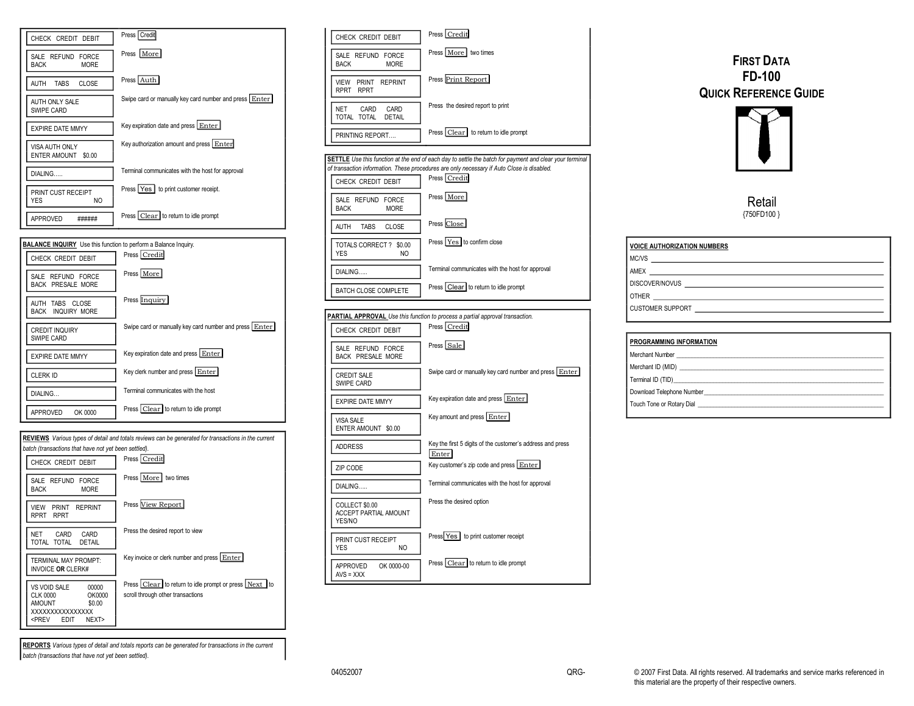| | |
|---|---|
| CHECK CREDIT DEBIT | Press Credit |
| SALE REFUND FORCE BACK MORE | Press More |
| AUTH TABS CLOSE | Press Auth |
| AUTH ONLY SALE SWIPE CARD | Swipe card or manually key card number and press Enter |
| EXPIRE DATE MMYY | Key expiration date and press Enter |
| VISA AUTH ONLY ENTER AMOUNT $0.00 | Key authorization amount and press Enter |
| DIALING..... | Terminal communicates with the host for approval |
| PRINT CUST RECEIPT YES NO | Press Yes to print customer receipt. |
| APPROVED ###### | Press Clear to return to idle prompt |

**BALANCE INQUIRY** Use this function to perform a Balance Inquiry.

| | |
|---|---|
| CHECK CREDIT DEBIT | Press Credit |
| SALE REFUND FORCE BACK PRESALE MORE | Press More |
| AUTH TABS CLOSE BACK INQUIRY MORE | Press Inquiry |
| CREDIT INQUIRY SWIPE CARD | Swipe card or manually key card number and press Enter |
| EXPIRE DATE MMYY | Key expiration date and press Enter |
| CLERK ID | Key clerk number and press Enter |
| DIALING... | Terminal communicates with the host |
| APPROVED OK 0000 | Press Clear to return to idle prompt |

**REVIEWS** *Various types of detail and totals reviews can be generated for transactions in the current batch (transactions that have not yet been settled).*

| | |
|---|---|
| CHECK CREDIT DEBIT | Press Credit |
| SALE REFUND FORCE BACK MORE | Press More two times |
| VIEW PRINT REPRINT RPRT RPRT | Press View Report |
| NET CARD CARD TOTAL TOTAL DETAIL | Press the desired report to view |
| TERMINAL MAY PROMPT: INVOICE **OR** CLERK# | Key invoice or clerk number and press Enter |
| VS VOID SALE 00000 CLK 0000 OK0000 AMOUNT $0.00 XXXXXXXXXXXXXXXX <PREV EDIT NEXT> | Press Clear to return to idle prompt or press Next to scroll through other transactions |

**REPORTS** *Various types of detail and totals reports can be generated for transactions in the current batch (transactions that have not yet been settled).*

| | |
|---|---|
| CHECK CREDIT DEBIT | Press Credit |
| SALE REFUND FORCE BACK MORE | Press More two times |
| VIEW PRINT REPRINT RPRT RPRT | Press Print Report |
| NET CARD CARD TOTAL TOTAL DETAIL | Press the desired report to print |
| PRINTING REPORT.... | Press Clear to return to idle prompt |

**SETTLE** *Use this function at the end of each day to settle the batch for payment and clear your terminal of transaction information. These procedures are only necessary if Auto Close is disabled.*

| | |
|---|---|
| CHECK CREDIT DEBIT | Press Credit |
| SALE REFUND FORCE BACK MORE | Press More |
| AUTH TABS CLOSE | Press Close |
| TOTALS CORRECT ? $0.00 YES NO | Press Yes to confirm close |
| DIALING..... | Terminal communicates with the host for approval |
| BATCH CLOSE COMPLETE | Press Clear to return to idle prompt |

**PARTIAL APPROVAL** *Use this function to process a partial approval transaction.*

| | |
|---|---|
| CHECK CREDIT DEBIT | Press Credit |
| SALE REFUND FORCE BACK PRESALE MORE | Press Sale |
| CREDIT SALE SWIPE CARD | Swipe card or manually key card number and press Enter |
| EXPIRE DATE MMYY | Key expiration date and press Enter |
| VISA SALE ENTER AMOUNT $0.00 | Key amount and press Enter |
| ADDRESS | Key the first 5 digits of the customer's address and press Enter |
| ZIP CODE | Key customer's zip code and press Enter |
| DIALING..... | Terminal communicates with the host for approval |
| COLLECT $0.00 ACCEPT PARTIAL AMOUNT YES/NO | Press the desired option |
| PRINT CUST RECEIPT YES NO | Press Yes to print customer receipt |
| APPROVED OK 0000-00 AVS = XXX | Press Clear to return to idle prompt |

04052007 QRG-

# FIRST DATA FD-100 QUICK REFERENCE GUIDE

## Retail

{750FD100 }

**VOICE AUTHORIZATION NUMBERS**

MC/VS \_\_\_\_\_\_\_\_\_\_\_\_\_\_\_\_\_\_\_\_

AMEX \_\_\_\_\_\_\_\_\_\_\_\_\_\_\_\_\_\_\_\_

DISCOVER/NOVUS \_\_\_\_\_\_\_\_\_\_\_\_\_\_\_\_\_\_\_\_

OTHER \_\_\_\_\_\_\_\_\_\_\_\_\_\_\_\_\_\_\_\_

CUSTOMER SUPPORT \_\_\_\_\_\_\_\_\_\_\_\_\_\_\_\_\_\_\_\_

**PROGRAMMING INFORMATION**

Merchant Number \_\_\_\_\_\_\_\_\_\_\_\_\_\_\_\_\_\_\_\_

Merchant ID (MID) \_\_\_\_\_\_\_\_\_\_\_\_\_\_\_\_\_\_\_\_

Terminal ID (TID) \_\_\_\_\_\_\_\_\_\_\_\_\_\_\_\_\_\_\_\_

Download Telephone Number \_\_\_\_\_\_\_\_\_\_\_\_\_\_\_\_\_\_\_\_

Touch Tone or Rotary Dial \_\_\_\_\_\_\_\_\_\_\_\_\_\_\_\_\_\_\_\_

© 2007 First Data. All rights reserved. All trademarks and service marks referenced in this material are the property of their respective owners.